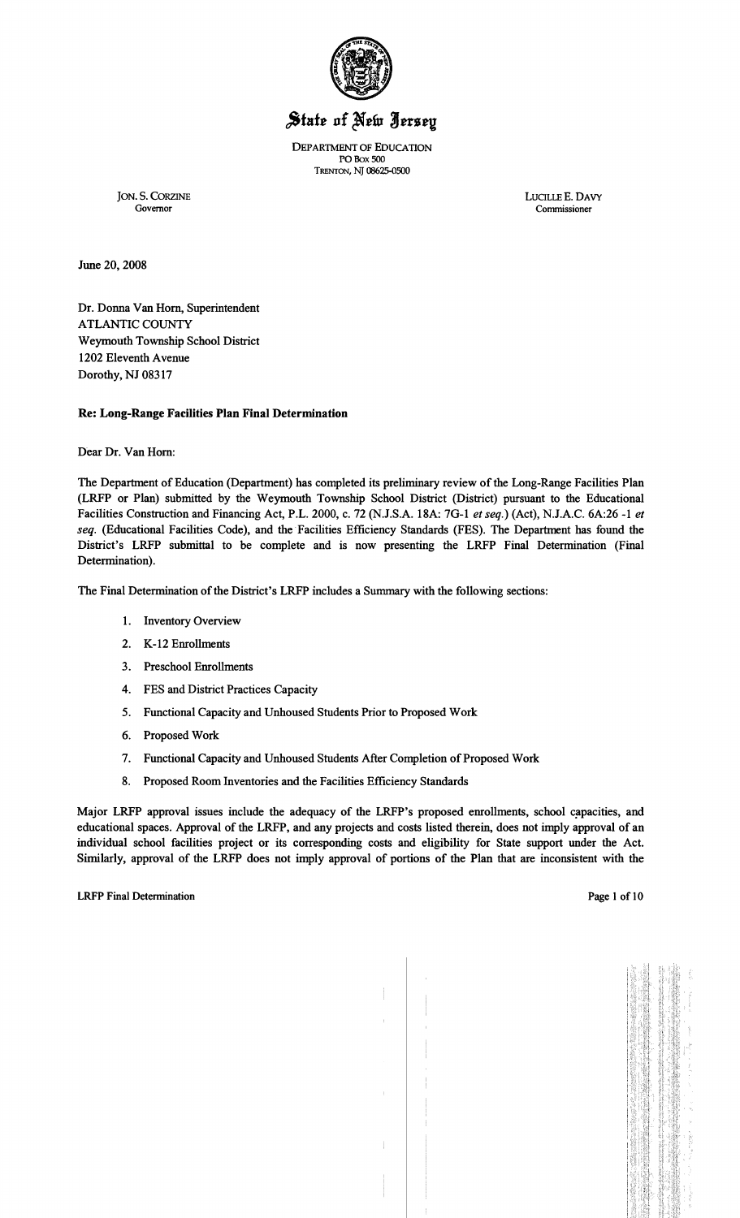# State of New Jersey

DEPARTMENT OF EDUCATION
PO BOX 500
TRENTON, NJ 08625-0500

JON. S. CORZINE
Governor

LUCILLE E. DAVY
Commissioner

June 20, 2008

Dr. Donna Van Horn, Superintendent
ATLANTIC COUNTY
Weymouth Township School District
1202 Eleventh Avenue
Dorothy, NJ 08317

**Re: Long-Range Facilities Plan Final Determination**

Dear Dr. Van Horn:

The Department of Education (Department) has completed its preliminary review of the Long-Range Facilities Plan (LRFP or Plan) submitted by the Weymouth Township School District (District) pursuant to the Educational Facilities Construction and Financing Act, P.L. 2000, c. 72 (N.J.S.A. 18A: 7G-1 *et seq.*) (Act), N.J.A.C. 6A:26 -1 *et seq.* (Educational Facilities Code), and the Facilities Efficiency Standards (FES). The Department has found the District's LRFP submittal to be complete and is now presenting the LRFP Final Determination (Final Determination).

The Final Determination of the District's LRFP includes a Summary with the following sections:

1. Inventory Overview
2. K-12 Enrollments
3. Preschool Enrollments
4. FES and District Practices Capacity
5. Functional Capacity and Unhoused Students Prior to Proposed Work
6. Proposed Work
7. Functional Capacity and Unhoused Students After Completion of Proposed Work
8. Proposed Room Inventories and the Facilities Efficiency Standards

Major LRFP approval issues include the adequacy of the LRFP's proposed enrollments, school capacities, and educational spaces. Approval of the LRFP, and any projects and costs listed therein, does not imply approval of an individual school facilities project or its corresponding costs and eligibility for State support under the Act. Similarly, approval of the LRFP does not imply approval of portions of the Plan that are inconsistent with the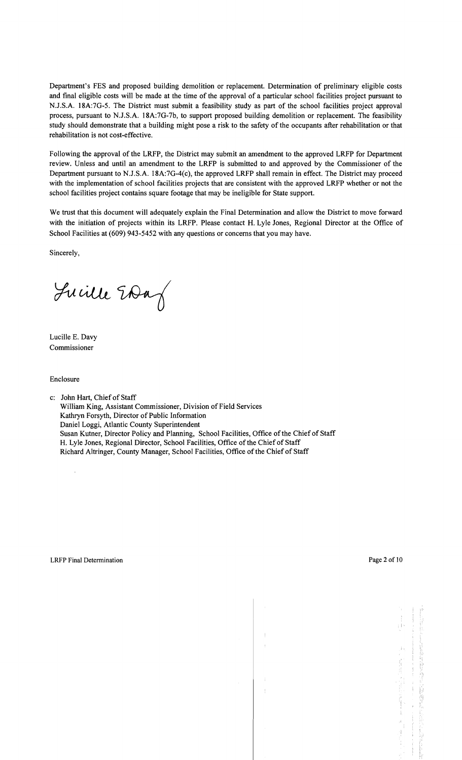Department's FES and proposed building demolition or replacement. Determination of preliminary eligible costs and final eligible costs will be made at the time of the approval of a particular school facilities project pursuant to N.J.S.A. 18A:7G-5. The District must submit a feasibility study as part of the school facilities project approval process, pursuant to N.J.S.A. 18A:7G-7b, to support proposed building demolition or replacement. The feasibility study should demonstrate that a building might pose a risk to the safety of the occupants after rehabilitation or that rehabilitation is not cost-effective.

Following the approval of the LRFP, the District may submit an amendment to the approved LRFP for Department review. Unless and until an amendment to the LRFP is submitted to and approved by the Commissioner of the Department pursuant to N.J.S.A. 18A:7G-4(c), the approved LRFP shall remain in effect. The District may proceed with the implementation of school facilities projects that are consistent with the approved LRFP whether or not the school facilities project contains square footage that may be ineligible for State support.

We trust that this document will adequately explain the Final Determination and allow the District to move forward with the initiation of projects within its LRFP. Please contact H. Lyle Jones, Regional Director at the Office of School Facilities at (609) 943-5452 with any questions or concerns that you may have.

Sincerely,

Lucille E. Davy
Commissioner

Enclosure

c: John Hart, Chief of Staff
William King, Assistant Commissioner, Division of Field Services
Kathryn Forsyth, Director of Public Information
Daniel Loggi, Atlantic County Superintendent
Susan Kutner, Director Policy and Planning, School Facilities, Office of the Chief of Staff
H. Lyle Jones, Regional Director, School Facilities, Office of the Chief of Staff
Richard Altringer, County Manager, School Facilities, Office of the Chief of Staff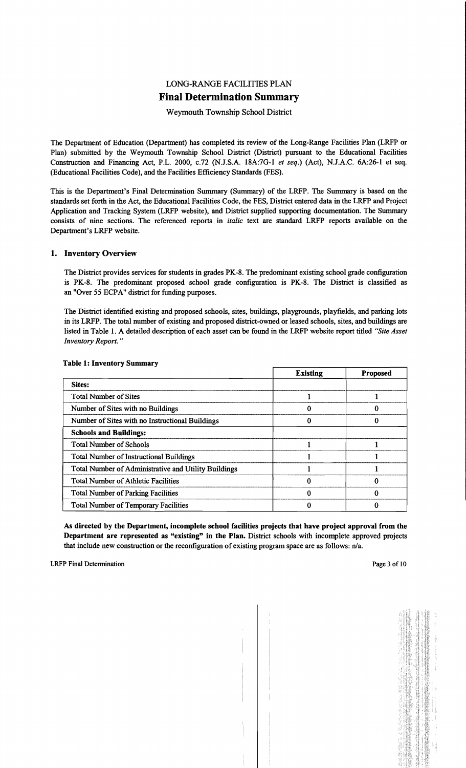# LONG-RANGE FACILITIES PLAN

## Final Determination Summary

Weymouth Township School District

The Department of Education (Department) has completed its review of the Long-Range Facilities Plan (LRFP or Plan) submitted by the Weymouth Township School District (District) pursuant to the Educational Facilities Construction and Financing Act, P.L. 2000, c.72 (N.J.S.A. 18A:7G-1 *et seq.*) (Act), N.J.A.C. 6A:26-1 et seq. (Educational Facilities Code), and the Facilities Efficiency Standards (FES).

This is the Department's Final Determination Summary (Summary) of the LRFP. The Summary is based on the standards set forth in the Act, the Educational Facilities Code, the FES, District entered data in the LRFP and Project Application and Tracking System (LRFP website), and District supplied supporting documentation. The Summary consists of nine sections. The referenced reports in *italic* text are standard LRFP reports available on the Department's LRFP website.

### 1. Inventory Overview

The District provides services for students in grades PK-8. The predominant existing school grade configuration is PK-8. The predominant proposed school grade configuration is PK-8. The District is classified as an "Over 55 ECPA" district for funding purposes.

The District identified existing and proposed schools, sites, buildings, playgrounds, playfields, and parking lots in its LRFP. The total number of existing and proposed district-owned or leased schools, sites, and buildings are listed in Table 1. A detailed description of each asset can be found in the LRFP website report titled *"Site Asset Inventory Report."*

**Table 1: Inventory Summary**

| | Existing | Proposed |
|---|---|---|
| **Sites:** | | |
| Total Number of Sites | 1 | 1 |
| Number of Sites with no Buildings | 0 | 0 |
| Number of Sites with no Instructional Buildings | 0 | 0 |
| **Schools and Buildings:** | | |
| Total Number of Schools | 1 | 1 |
| Total Number of Instructional Buildings | 1 | 1 |
| Total Number of Administrative and Utility Buildings | 1 | 1 |
| Total Number of Athletic Facilities | 0 | 0 |
| Total Number of Parking Facilities | 0 | 0 |
| Total Number of Temporary Facilities | 0 | 0 |

**As directed by the Department, incomplete school facilities projects that have project approval from the Department are represented as "existing" in the Plan.** District schools with incomplete approved projects that include new construction or the reconfiguration of existing program space are as follows: n/a.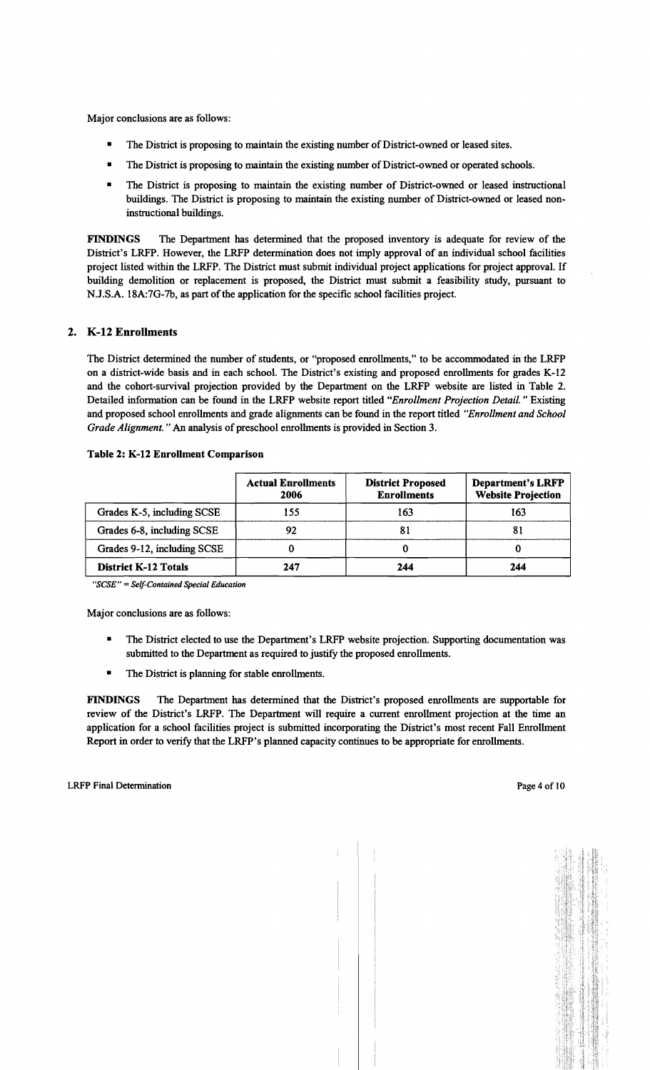Major conclusions are as follows:

- The District is proposing to maintain the existing number of District-owned or leased sites.
- The District is proposing to maintain the existing number of District-owned or operated schools.
- The District is proposing to maintain the existing number of District-owned or leased instructional buildings. The District is proposing to maintain the existing number of District-owned or leased non-instructional buildings.

**FINDINGS** The Department has determined that the proposed inventory is adequate for review of the District's LRFP. However, the LRFP determination does not imply approval of an individual school facilities project listed within the LRFP. The District must submit individual project applications for project approval. If building demolition or replacement is proposed, the District must submit a feasibility study, pursuant to N.J.S.A. 18A:7G-7b, as part of the application for the specific school facilities project.

## 2. K-12 Enrollments

The District determined the number of students, or "proposed enrollments," to be accommodated in the LRFP on a district-wide basis and in each school. The District's existing and proposed enrollments for grades K-12 and the cohort-survival projection provided by the Department on the LRFP website are listed in Table 2. Detailed information can be found in the LRFP website report titled *"Enrollment Projection Detail."* Existing and proposed school enrollments and grade alignments can be found in the report titled *"Enrollment and School Grade Alignment."* An analysis of preschool enrollments is provided in Section 3.

**Table 2: K-12 Enrollment Comparison**

| | Actual Enrollments 2006 | District Proposed Enrollments | Department's LRFP Website Projection |
|---|---|---|---|
| Grades K-5, including SCSE | 155 | 163 | 163 |
| Grades 6-8, including SCSE | 92 | 81 | 81 |
| Grades 9-12, including SCSE | 0 | 0 | 0 |
| **District K-12 Totals** | **247** | **244** | **244** |

*"SCSE" = Self-Contained Special Education*

Major conclusions are as follows:

- The District elected to use the Department's LRFP website projection. Supporting documentation was submitted to the Department as required to justify the proposed enrollments.
- The District is planning for stable enrollments.

**FINDINGS** The Department has determined that the District's proposed enrollments are supportable for review of the District's LRFP. The Department will require a current enrollment projection at the time an application for a school facilities project is submitted incorporating the District's most recent Fall Enrollment Report in order to verify that the LRFP's planned capacity continues to be appropriate for enrollments.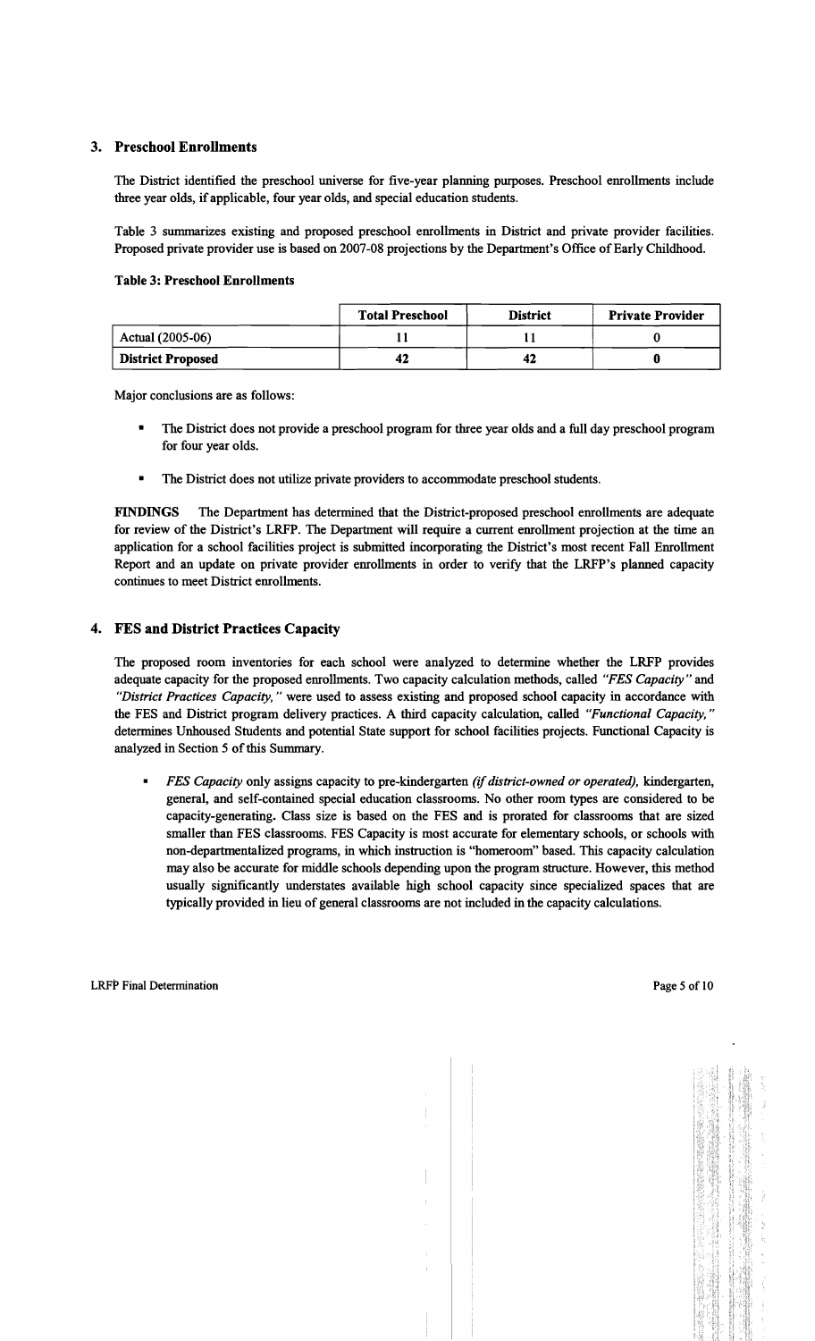## 3. Preschool Enrollments

The District identified the preschool universe for five-year planning purposes. Preschool enrollments include three year olds, if applicable, four year olds, and special education students.

Table 3 summarizes existing and proposed preschool enrollments in District and private provider facilities. Proposed private provider use is based on 2007-08 projections by the Department's Office of Early Childhood.

**Table 3: Preschool Enrollments**

| | Total Preschool | District | Private Provider |
|---|---|---|---|
| Actual (2005-06) | 11 | 11 | 0 |
| **District Proposed** | **42** | **42** | **0** |

Major conclusions are as follows:

- The District does not provide a preschool program for three year olds and a full day preschool program for four year olds.
- The District does not utilize private providers to accommodate preschool students.

**FINDINGS** The Department has determined that the District-proposed preschool enrollments are adequate for review of the District's LRFP. The Department will require a current enrollment projection at the time an application for a school facilities project is submitted incorporating the District's most recent Fall Enrollment Report and an update on private provider enrollments in order to verify that the LRFP's planned capacity continues to meet District enrollments.

## 4. FES and District Practices Capacity

The proposed room inventories for each school were analyzed to determine whether the LRFP provides adequate capacity for the proposed enrollments. Two capacity calculation methods, called *"FES Capacity"* and *"District Practices Capacity,"* were used to assess existing and proposed school capacity in accordance with the FES and District program delivery practices. A third capacity calculation, called *"Functional Capacity,"* determines Unhoused Students and potential State support for school facilities projects. Functional Capacity is analyzed in Section 5 of this Summary.

- *FES Capacity* only assigns capacity to pre-kindergarten *(if district-owned or operated),* kindergarten, general, and self-contained special education classrooms. No other room types are considered to be capacity-generating. Class size is based on the FES and is prorated for classrooms that are sized smaller than FES classrooms. FES Capacity is most accurate for elementary schools, or schools with non-departmentalized programs, in which instruction is "homeroom" based. This capacity calculation may also be accurate for middle schools depending upon the program structure. However, this method usually significantly understates available high school capacity since specialized spaces that are typically provided in lieu of general classrooms are not included in the capacity calculations.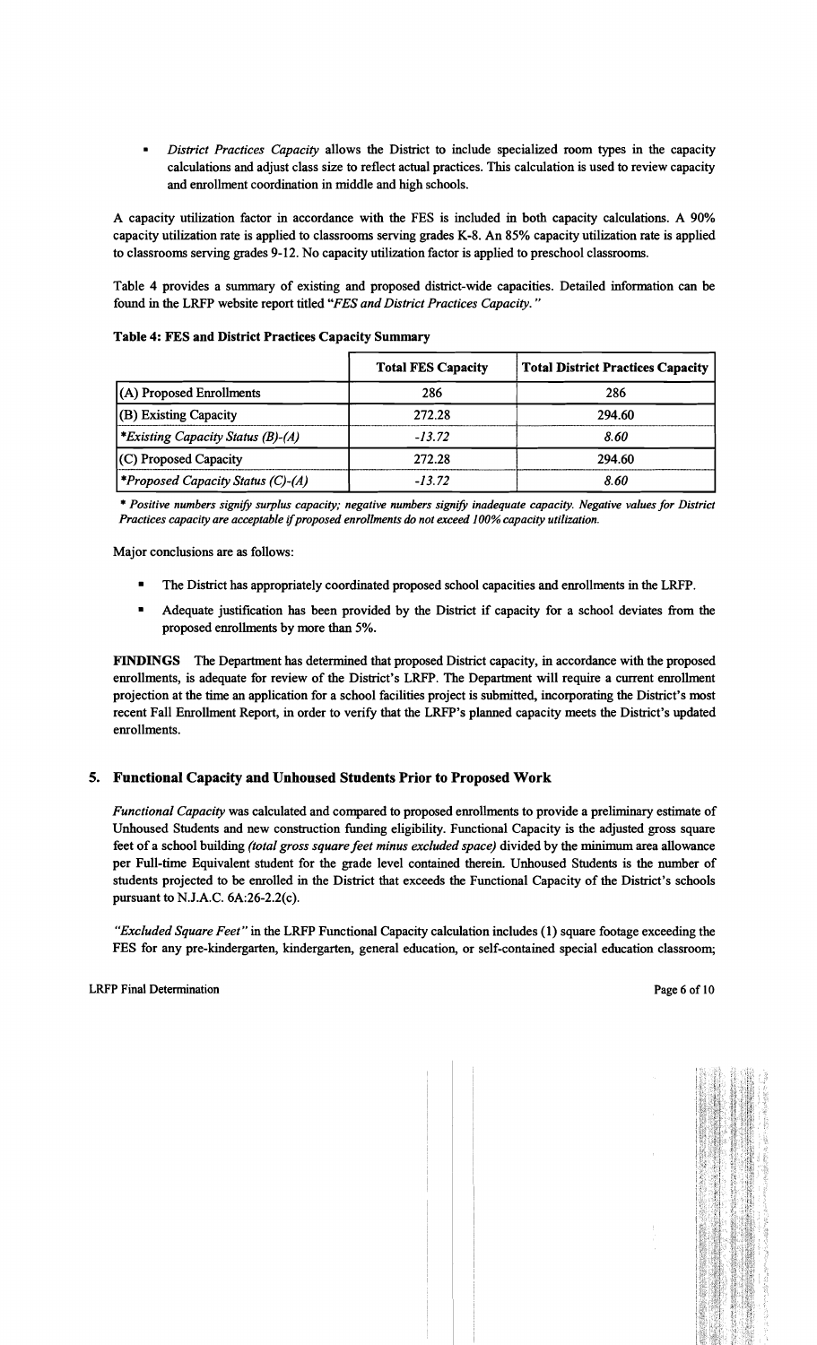- *District Practices Capacity* allows the District to include specialized room types in the capacity calculations and adjust class size to reflect actual practices. This calculation is used to review capacity and enrollment coordination in middle and high schools.

A capacity utilization factor in accordance with the FES is included in both capacity calculations. A 90% capacity utilization rate is applied to classrooms serving grades K-8. An 85% capacity utilization rate is applied to classrooms serving grades 9-12. No capacity utilization factor is applied to preschool classrooms.

Table 4 provides a summary of existing and proposed district-wide capacities. Detailed information can be found in the LRFP website report titled *"FES and District Practices Capacity."*

**Table 4: FES and District Practices Capacity Summary**

| | Total FES Capacity | Total District Practices Capacity |
|---|---|---|
| (A) Proposed Enrollments | 286 | 286 |
| (B) Existing Capacity | 272.28 | 294.60 |
| **Existing Capacity Status (B)-(A)* | *-13.72* | *8.60* |
| (C) Proposed Capacity | 272.28 | 294.60 |
| **Proposed Capacity Status (C)-(A)* | *-13.72* | *8.60* |

*\* Positive numbers signify surplus capacity; negative numbers signify inadequate capacity. Negative values for District Practices capacity are acceptable if proposed enrollments do not exceed 100% capacity utilization.*

Major conclusions are as follows:

- The District has appropriately coordinated proposed school capacities and enrollments in the LRFP.
- Adequate justification has been provided by the District if capacity for a school deviates from the proposed enrollments by more than 5%.

**FINDINGS** The Department has determined that proposed District capacity, in accordance with the proposed enrollments, is adequate for review of the District's LRFP. The Department will require a current enrollment projection at the time an application for a school facilities project is submitted, incorporating the District's most recent Fall Enrollment Report, in order to verify that the LRFP's planned capacity meets the District's updated enrollments.

## 5. Functional Capacity and Unhoused Students Prior to Proposed Work

*Functional Capacity* was calculated and compared to proposed enrollments to provide a preliminary estimate of Unhoused Students and new construction funding eligibility. Functional Capacity is the adjusted gross square feet of a school building *(total gross square feet minus excluded space)* divided by the minimum area allowance per Full-time Equivalent student for the grade level contained therein. Unhoused Students is the number of students projected to be enrolled in the District that exceeds the Functional Capacity of the District's schools pursuant to N.J.A.C. 6A:26-2.2(c).

*"Excluded Square Feet"* in the LRFP Functional Capacity calculation includes (1) square footage exceeding the FES for any pre-kindergarten, kindergarten, general education, or self-contained special education classroom;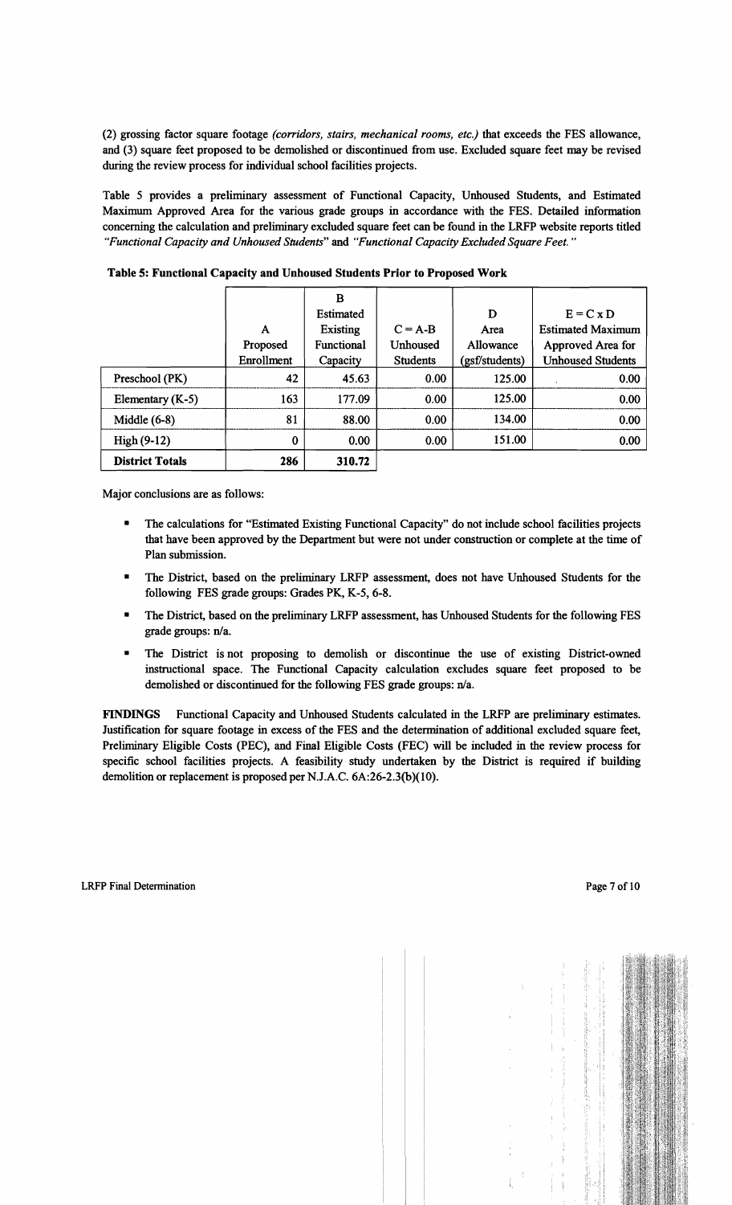(2) grossing factor square footage *(corridors, stairs, mechanical rooms, etc.)* that exceeds the FES allowance, and (3) square feet proposed to be demolished or discontinued from use. Excluded square feet may be revised during the review process for individual school facilities projects.

Table 5 provides a preliminary assessment of Functional Capacity, Unhoused Students, and Estimated Maximum Approved Area for the various grade groups in accordance with the FES. Detailed information concerning the calculation and preliminary excluded square feet can be found in the LRFP website reports titled *"Functional Capacity and Unhoused Students"* and *"Functional Capacity Excluded Square Feet."*

**Table 5: Functional Capacity and Unhoused Students Prior to Proposed Work**

| | A Proposed Enrollment | B Estimated Existing Functional Capacity | C = A-B Unhoused Students | D Area Allowance (gsf/students) | E = C x D Estimated Maximum Approved Area for Unhoused Students |
|---|---|---|---|---|---|
| Preschool (PK) | 42 | 45.63 | 0.00 | 125.00 | 0.00 |
| Elementary (K-5) | 163 | 177.09 | 0.00 | 125.00 | 0.00 |
| Middle (6-8) | 81 | 88.00 | 0.00 | 134.00 | 0.00 |
| High (9-12) | 0 | 0.00 | 0.00 | 151.00 | 0.00 |
| **District Totals** | **286** | **310.72** | | | |

Major conclusions are as follows:

- The calculations for "Estimated Existing Functional Capacity" do not include school facilities projects that have been approved by the Department but were not under construction or complete at the time of Plan submission.
- The District, based on the preliminary LRFP assessment, does not have Unhoused Students for the following FES grade groups: Grades PK, K-5, 6-8.
- The District, based on the preliminary LRFP assessment, has Unhoused Students for the following FES grade groups: n/a.
- The District is not proposing to demolish or discontinue the use of existing District-owned instructional space. The Functional Capacity calculation excludes square feet proposed to be demolished or discontinued for the following FES grade groups: n/a.

**FINDINGS** Functional Capacity and Unhoused Students calculated in the LRFP are preliminary estimates. Justification for square footage in excess of the FES and the determination of additional excluded square feet, Preliminary Eligible Costs (PEC), and Final Eligible Costs (FEC) will be included in the review process for specific school facilities projects. A feasibility study undertaken by the District is required if building demolition or replacement is proposed per N.J.A.C. 6A:26-2.3(b)(10).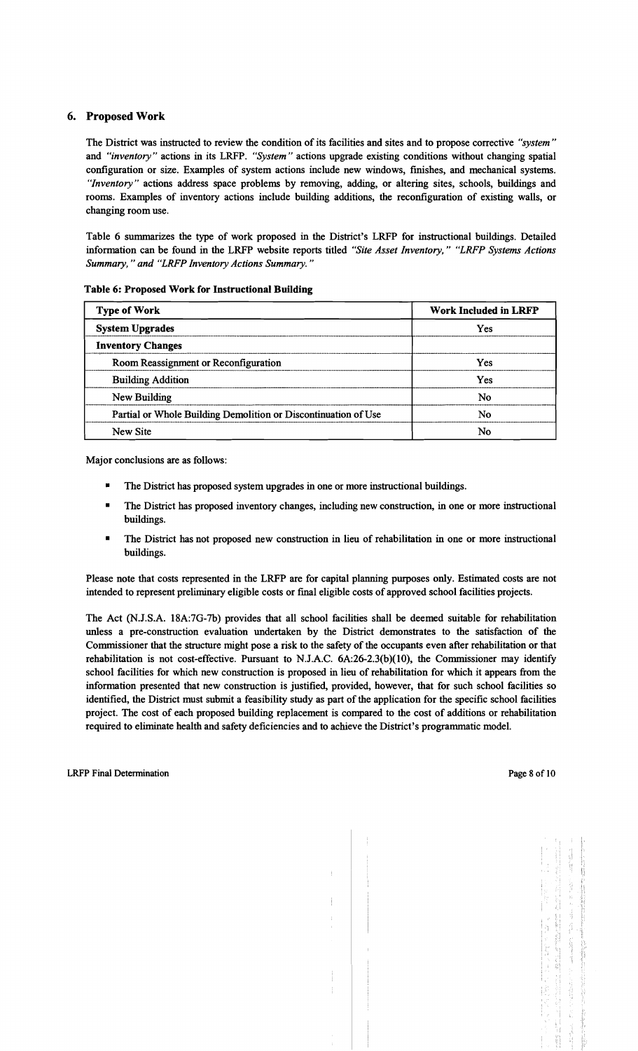## 6. Proposed Work

The District was instructed to review the condition of its facilities and sites and to propose corrective *"system"* and *"inventory"* actions in its LRFP. *"System"* actions upgrade existing conditions without changing spatial configuration or size. Examples of system actions include new windows, finishes, and mechanical systems. *"Inventory"* actions address space problems by removing, adding, or altering sites, schools, buildings and rooms. Examples of inventory actions include building additions, the reconfiguration of existing walls, or changing room use.

Table 6 summarizes the type of work proposed in the District's LRFP for instructional buildings. Detailed information can be found in the LRFP website reports titled *"Site Asset Inventory," "LRFP Systems Actions Summary," and "LRFP Inventory Actions Summary."*

**Table 6: Proposed Work for Instructional Building**

| Type of Work | Work Included in LRFP |
|---|---|
| **System Upgrades** | Yes |
| **Inventory Changes** | |
| Room Reassignment or Reconfiguration | Yes |
| Building Addition | Yes |
| New Building | No |
| Partial or Whole Building Demolition or Discontinuation of Use | No |
| New Site | No |

Major conclusions are as follows:

- The District has proposed system upgrades in one or more instructional buildings.
- The District has proposed inventory changes, including new construction, in one or more instructional buildings.
- The District has not proposed new construction in lieu of rehabilitation in one or more instructional buildings.

Please note that costs represented in the LRFP are for capital planning purposes only. Estimated costs are not intended to represent preliminary eligible costs or final eligible costs of approved school facilities projects.

The Act (N.J.S.A. 18A:7G-7b) provides that all school facilities shall be deemed suitable for rehabilitation unless a pre-construction evaluation undertaken by the District demonstrates to the satisfaction of the Commissioner that the structure might pose a risk to the safety of the occupants even after rehabilitation or that rehabilitation is not cost-effective. Pursuant to N.J.A.C. 6A:26-2.3(b)(10), the Commissioner may identify school facilities for which new construction is proposed in lieu of rehabilitation for which it appears from the information presented that new construction is justified, provided, however, that for such school facilities so identified, the District must submit a feasibility study as part of the application for the specific school facilities project. The cost of each proposed building replacement is compared to the cost of additions or rehabilitation required to eliminate health and safety deficiencies and to achieve the District's programmatic model.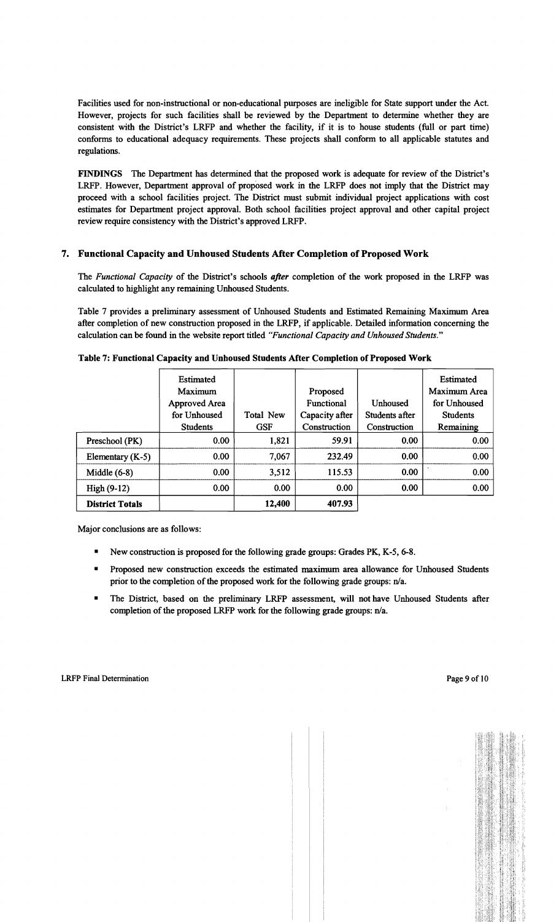Facilities used for non-instructional or non-educational purposes are ineligible for State support under the Act. However, projects for such facilities shall be reviewed by the Department to determine whether they are consistent with the District's LRFP and whether the facility, if it is to house students (full or part time) conforms to educational adequacy requirements. These projects shall conform to all applicable statutes and regulations.

**FINDINGS** The Department has determined that the proposed work is adequate for review of the District's LRFP. However, Department approval of proposed work in the LRFP does not imply that the District may proceed with a school facilities project. The District must submit individual project applications with cost estimates for Department project approval. Both school facilities project approval and other capital project review require consistency with the District's approved LRFP.

## 7. Functional Capacity and Unhoused Students After Completion of Proposed Work

The *Functional Capacity* of the District's schools ***after*** completion of the work proposed in the LRFP was calculated to highlight any remaining Unhoused Students.

Table 7 provides a preliminary assessment of Unhoused Students and Estimated Remaining Maximum Area after completion of new construction proposed in the LRFP, if applicable. Detailed information concerning the calculation can be found in the website report titled *"Functional Capacity and Unhoused Students."*

**Table 7: Functional Capacity and Unhoused Students After Completion of Proposed Work**

| | Estimated Maximum Approved Area for Unhoused Students | Total New GSF | Proposed Functional Capacity after Construction | Unhoused Students after Construction | Estimated Maximum Area for Unhoused Students Remaining |
|---|---|---|---|---|---|
| Preschool (PK) | 0.00 | 1,821 | 59.91 | 0.00 | 0.00 |
| Elementary (K-5) | 0.00 | 7,067 | 232.49 | 0.00 | 0.00 |
| Middle (6-8) | 0.00 | 3,512 | 115.53 | 0.00 | 0.00 |
| High (9-12) | 0.00 | 0.00 | 0.00 | 0.00 | 0.00 |
| **District Totals** | | **12,400** | **407.93** | | |

Major conclusions are as follows:

- New construction is proposed for the following grade groups: Grades PK, K-5, 6-8.
- Proposed new construction exceeds the estimated maximum area allowance for Unhoused Students prior to the completion of the proposed work for the following grade groups: n/a.
- The District, based on the preliminary LRFP assessment, will not have Unhoused Students after completion of the proposed LRFP work for the following grade groups: n/a.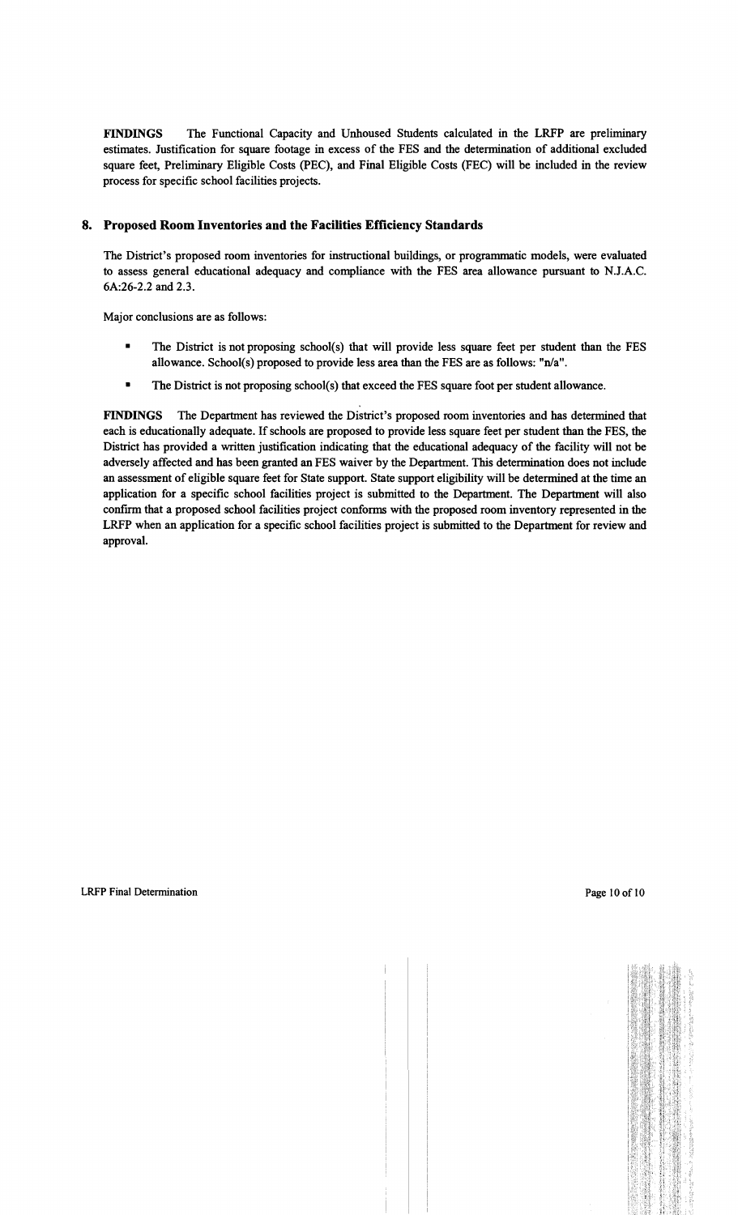**FINDINGS** The Functional Capacity and Unhoused Students calculated in the LRFP are preliminary estimates. Justification for square footage in excess of the FES and the determination of additional excluded square feet, Preliminary Eligible Costs (PEC), and Final Eligible Costs (FEC) will be included in the review process for specific school facilities projects.

## 8. Proposed Room Inventories and the Facilities Efficiency Standards

The District's proposed room inventories for instructional buildings, or programmatic models, were evaluated to assess general educational adequacy and compliance with the FES area allowance pursuant to N.J.A.C. 6A:26-2.2 and 2.3.

Major conclusions are as follows:

- The District is not proposing school(s) that will provide less square feet per student than the FES allowance. School(s) proposed to provide less area than the FES are as follows: "n/a".
- The District is not proposing school(s) that exceed the FES square foot per student allowance.

**FINDINGS** The Department has reviewed the District's proposed room inventories and has determined that each is educationally adequate. If schools are proposed to provide less square feet per student than the FES, the District has provided a written justification indicating that the educational adequacy of the facility will not be adversely affected and has been granted an FES waiver by the Department. This determination does not include an assessment of eligible square feet for State support. State support eligibility will be determined at the time an application for a specific school facilities project is submitted to the Department. The Department will also confirm that a proposed school facilities project conforms with the proposed room inventory represented in the LRFP when an application for a specific school facilities project is submitted to the Department for review and approval.